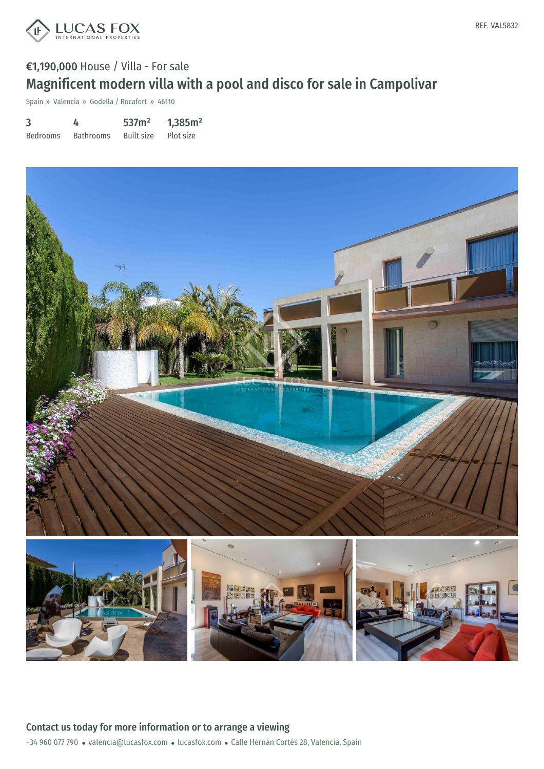REF. VAL5832

€1,190,000 House / Villa - For sale

# Magnificent modern villa with a pool and disco for sale in Campolivar

Spain » Valencia » Godella / Rocafort » 46110

| 3 | 4 | 537m² | 1,385m² |
|---|---|---|---|
| Bedrooms | Bathrooms | Built size | Plot size |

## Contact us today for more information or to arrange a viewing

+34 960 077 790 • valencia@lucasfox.com • lucasfox.com • Calle Hernán Cortés 28, Valencia, Spain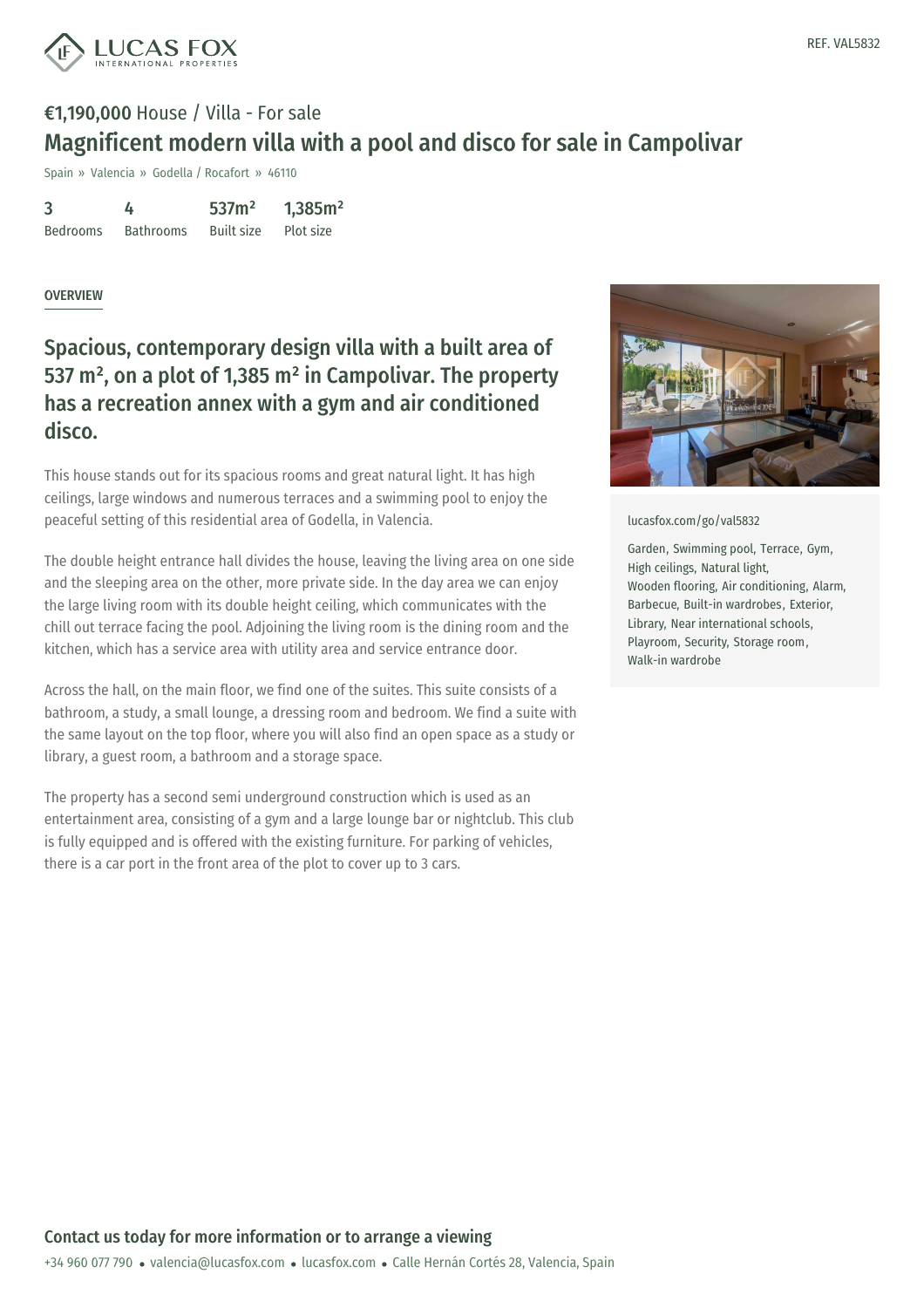REF. VAL5832

**€1,190,000** House / Villa - For sale

# Magnificent modern villa with a pool and disco for sale in Campolivar

Spain » Valencia » Godella / Rocafort » 46110

| 3 | 4 | 537m² | 1,385m² |
|---|---|---|---|
| Bedrooms | Bathrooms | Built size | Plot size |

OVERVIEW

## Spacious, contemporary design villa with a built area of 537 m², on a plot of 1,385 m² in Campolivar. The property has a recreation annex with a gym and air conditioned disco.

This house stands out for its spacious rooms and great natural light. It has high ceilings, large windows and numerous terraces and a swimming pool to enjoy the peaceful setting of this residential area of Godella, in Valencia.

The double height entrance hall divides the house, leaving the living area on one side and the sleeping area on the other, more private side. In the day area we can enjoy the large living room with its double height ceiling, which communicates with the chill out terrace facing the pool. Adjoining the living room is the dining room and the kitchen, which has a service area with utility area and service entrance door.

Across the hall, on the main floor, we find one of the suites. This suite consists of a bathroom, a study, a small lounge, a dressing room and bedroom. We find a suite with the same layout on the top floor, where you will also find an open space as a study or library, a guest room, a bathroom and a storage space.

The property has a second semi underground construction which is used as an entertainment area, consisting of a gym and a large lounge bar or nightclub. This club is fully equipped and is offered with the existing furniture. For parking of vehicles, there is a car port in the front area of the plot to cover up to 3 cars.

lucasfox.com/go/val5832

Garden, Swimming pool, Terrace, Gym, High ceilings, Natural light, Wooden flooring, Air conditioning, Alarm, Barbecue, Built-in wardrobes, Exterior, Library, Near international schools, Playroom, Security, Storage room, Walk-in wardrobe

**Contact us today for more information or to arrange a viewing**

+34 960 077 790 • valencia@lucasfox.com • lucasfox.com • Calle Hernán Cortés 28, Valencia, Spain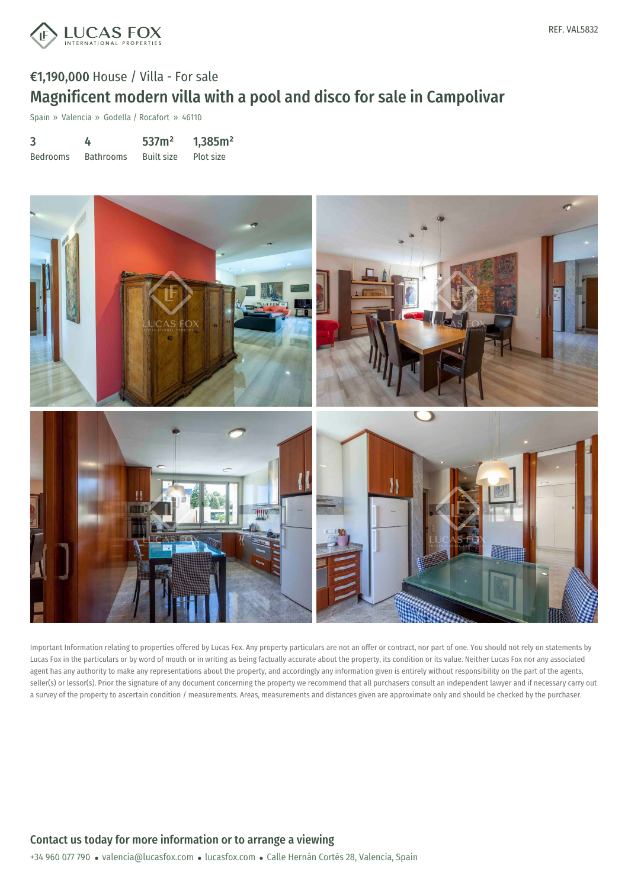REF. VAL5832

€1,190,000 House / Villa - For sale

# Magnificent modern villa with a pool and disco for sale in Campolivar

Spain » Valencia » Godella / Rocafort » 46110

| | | | |
|---|---|---|---|
| 3 | 4 | 537m² | 1,385m² |
| Bedrooms | Bathrooms | Built size | Plot size |

Important Information relating to properties offered by Lucas Fox. Any property particulars are not an offer or contract, nor part of one. You should not rely on statements by Lucas Fox in the particulars or by word of mouth or in writing as being factually accurate about the property, its condition or its value. Neither Lucas Fox nor any associated agent has any authority to make any representations about the property, and accordingly any information given is entirely without responsibility on the part of the agents, seller(s) or lessor(s). Prior the signature of any document concerning the property we recommend that all purchasers consult an independent lawyer and if necessary carry out a survey of the property to ascertain condition / measurements. Areas, measurements and distances given are approximate only and should be checked by the purchaser.

## Contact us today for more information or to arrange a viewing

+34 960 077 790 • valencia@lucasfox.com • lucasfox.com • Calle Hernán Cortés 28, Valencia, Spain